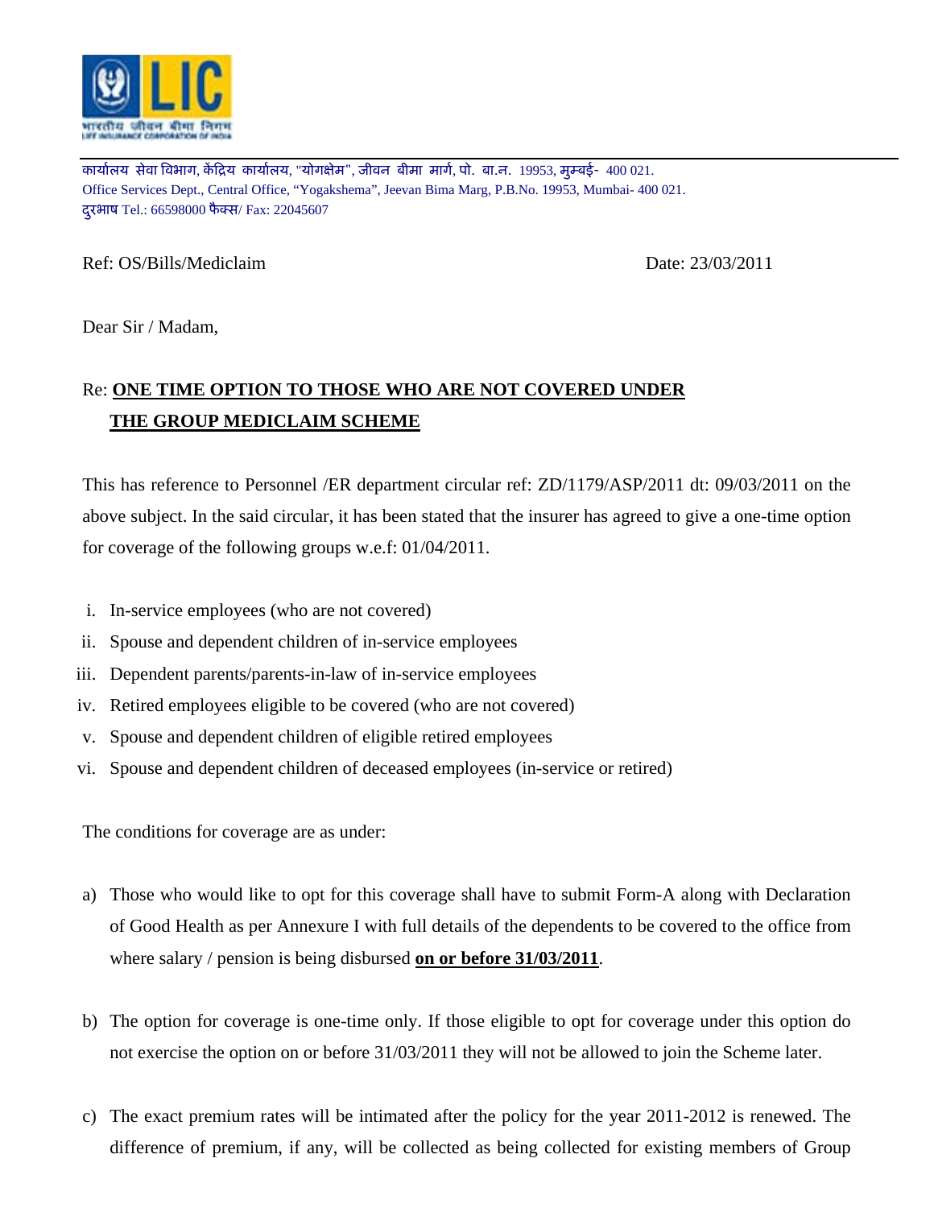कार्यालय सेवा विभाग, केंद्रिय कार्यालय, "योगक्षेम", जीवन बीमा मार्ग, पो. बा.न. 19953, मुम्बई- 400 021.
Office Services Dept., Central Office, “Yogakshema”, Jeevan Bima Marg, P.B.No. 19953, Mumbai- 400 021.
दुरभाष Tel.: 66598000 फैक्स/ Fax: 22045607

Ref: OS/Bills/Mediclaim

Date: 23/03/2011

Dear Sir / Madam,

Re: **ONE TIME OPTION TO THOSE WHO ARE NOT COVERED UNDER THE GROUP MEDICLAIM SCHEME**

This has reference to Personnel /ER department circular ref: ZD/1179/ASP/2011 dt: 09/03/2011 on the above subject. In the said circular, it has been stated that the insurer has agreed to give a one-time option for coverage of the following groups w.e.f: 01/04/2011.

i. In-service employees (who are not covered)
ii. Spouse and dependent children of in-service employees
iii. Dependent parents/parents-in-law of in-service employees
iv. Retired employees eligible to be covered (who are not covered)
v. Spouse and dependent children of eligible retired employees
vi. Spouse and dependent children of deceased employees (in-service or retired)

The conditions for coverage are as under:

a) Those who would like to opt for this coverage shall have to submit Form-A along with Declaration of Good Health as per Annexure I with full details of the dependents to be covered to the office from where salary / pension is being disbursed **on or before 31/03/2011**.

b) The option for coverage is one-time only. If those eligible to opt for coverage under this option do not exercise the option on or before 31/03/2011 they will not be allowed to join the Scheme later.

c) The exact premium rates will be intimated after the policy for the year 2011-2012 is renewed. The difference of premium, if any, will be collected as being collected for existing members of Group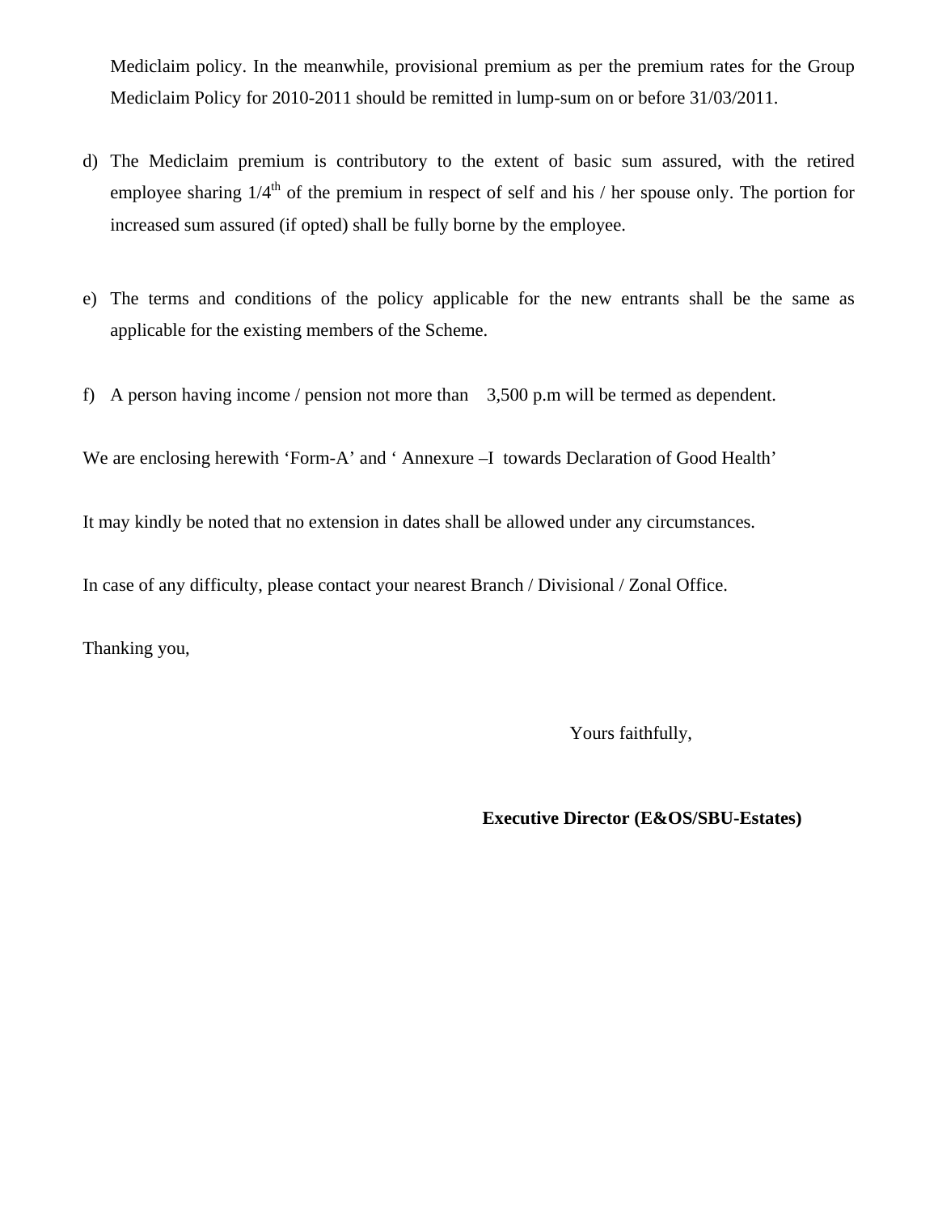Mediclaim policy. In the meanwhile, provisional premium as per the premium rates for the Group Mediclaim Policy for 2010-2011 should be remitted in lump-sum on or before 31/03/2011.

d) The Mediclaim premium is contributory to the extent of basic sum assured, with the retired employee sharing 1/4$^{th}$ of the premium in respect of self and his / her spouse only. The portion for increased sum assured (if opted) shall be fully borne by the employee.

e) The terms and conditions of the policy applicable for the new entrants shall be the same as applicable for the existing members of the Scheme.

f) A person having income / pension not more than 3,500 p.m will be termed as dependent.

We are enclosing herewith 'Form-A' and ' Annexure –I towards Declaration of Good Health'

It may kindly be noted that no extension in dates shall be allowed under any circumstances.

In case of any difficulty, please contact your nearest Branch / Divisional / Zonal Office.

Thanking you,

Yours faithfully,

**Executive Director (E&OS/SBU-Estates)**